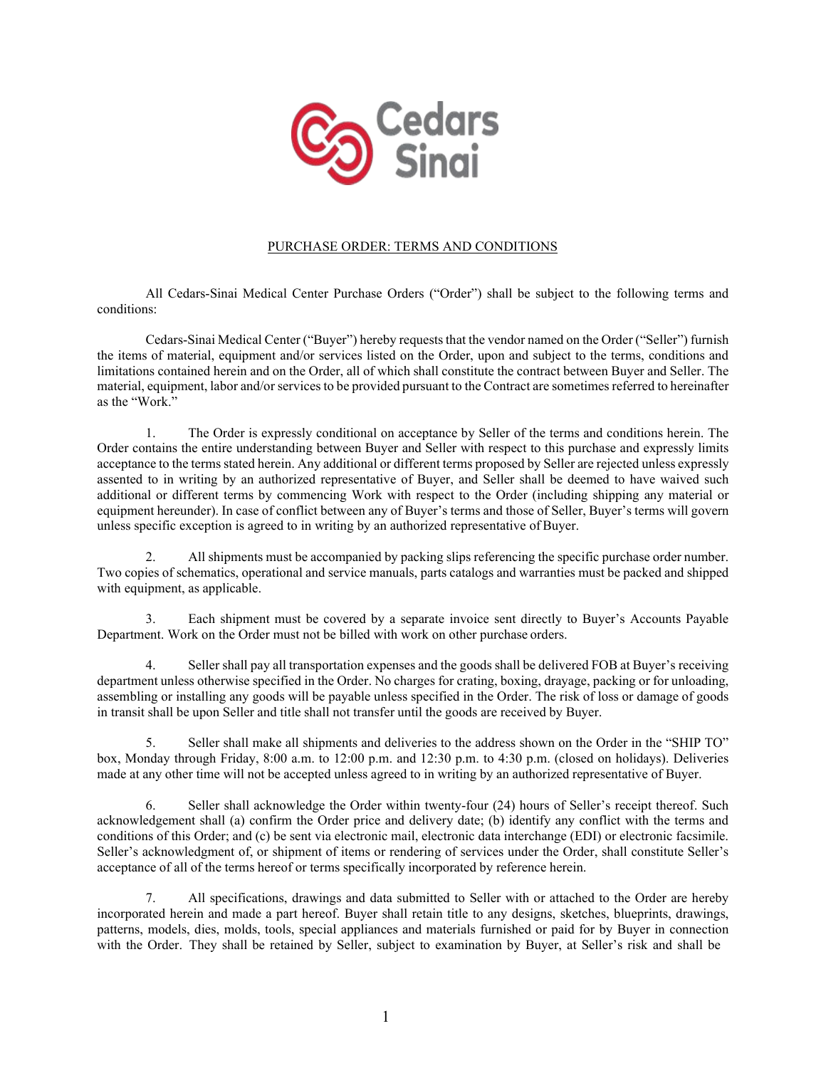Cedars Sinai

PURCHASE ORDER: TERMS AND CONDITIONS

All Cedars-Sinai Medical Center Purchase Orders ("Order") shall be subject to the following terms and conditions:

Cedars-Sinai Medical Center ("Buyer") hereby requests that the vendor named on the Order ("Seller") furnish the items of material, equipment and/or services listed on the Order, upon and subject to the terms, conditions and limitations contained herein and on the Order, all of which shall constitute the contract between Buyer and Seller. The material, equipment, labor and/or services to be provided pursuant to the Contract are sometimes referred to hereinafter as the "Work."

1. The Order is expressly conditional on acceptance by Seller of the terms and conditions herein. The Order contains the entire understanding between Buyer and Seller with respect to this purchase and expressly limits acceptance to the terms stated herein. Any additional or different terms proposed by Seller are rejected unless expressly assented to in writing by an authorized representative of Buyer, and Seller shall be deemed to have waived such additional or different terms by commencing Work with respect to the Order (including shipping any material or equipment hereunder). In case of conflict between any of Buyer's terms and those of Seller, Buyer's terms will govern unless specific exception is agreed to in writing by an authorized representative of Buyer.

2. All shipments must be accompanied by packing slips referencing the specific purchase order number. Two copies of schematics, operational and service manuals, parts catalogs and warranties must be packed and shipped with equipment, as applicable.

3. Each shipment must be covered by a separate invoice sent directly to Buyer's Accounts Payable Department. Work on the Order must not be billed with work on other purchase orders.

4. Seller shall pay all transportation expenses and the goods shall be delivered FOB at Buyer's receiving department unless otherwise specified in the Order. No charges for crating, boxing, drayage, packing or for unloading, assembling or installing any goods will be payable unless specified in the Order. The risk of loss or damage of goods in transit shall be upon Seller and title shall not transfer until the goods are received by Buyer.

5. Seller shall make all shipments and deliveries to the address shown on the Order in the "SHIP TO" box, Monday through Friday, 8:00 a.m. to 12:00 p.m. and 12:30 p.m. to 4:30 p.m. (closed on holidays). Deliveries made at any other time will not be accepted unless agreed to in writing by an authorized representative of Buyer.

6. Seller shall acknowledge the Order within twenty-four (24) hours of Seller's receipt thereof. Such acknowledgement shall (a) confirm the Order price and delivery date; (b) identify any conflict with the terms and conditions of this Order; and (c) be sent via electronic mail, electronic data interchange (EDI) or electronic facsimile. Seller's acknowledgment of, or shipment of items or rendering of services under the Order, shall constitute Seller's acceptance of all of the terms hereof or terms specifically incorporated by reference herein.

7. All specifications, drawings and data submitted to Seller with or attached to the Order are hereby incorporated herein and made a part hereof. Buyer shall retain title to any designs, sketches, blueprints, drawings, patterns, models, dies, molds, tools, special appliances and materials furnished or paid for by Buyer in connection with the Order. They shall be retained by Seller, subject to examination by Buyer, at Seller's risk and shall be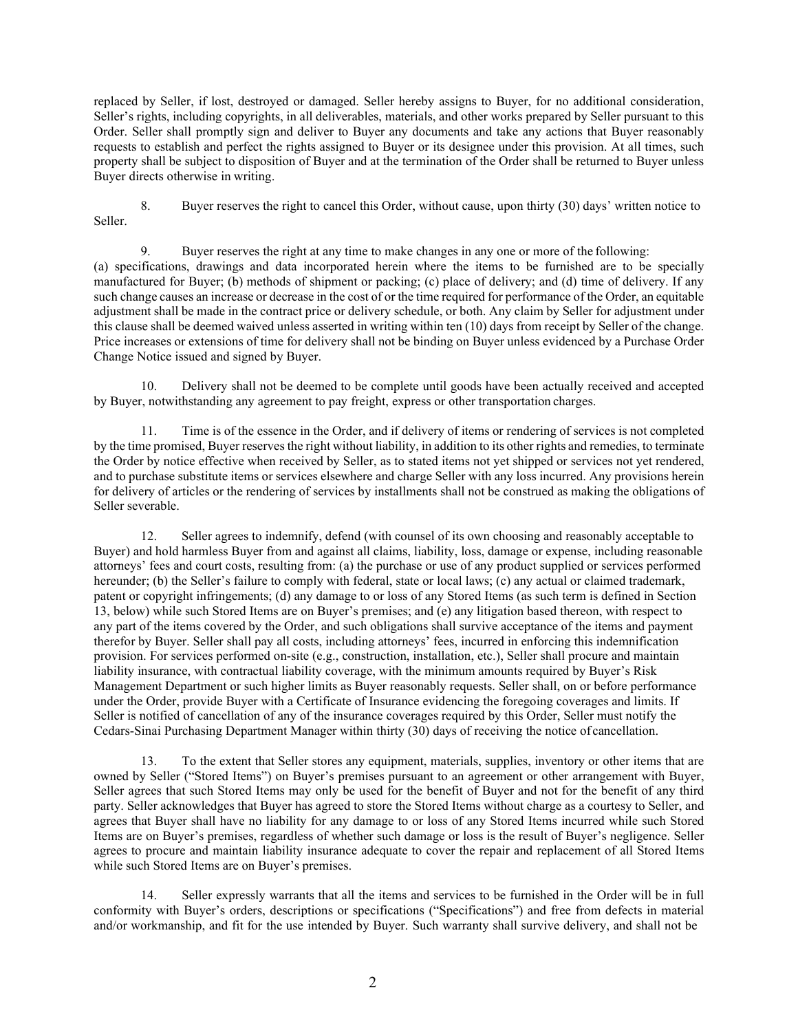replaced by Seller, if lost, destroyed or damaged. Seller hereby assigns to Buyer, for no additional consideration, Seller's rights, including copyrights, in all deliverables, materials, and other works prepared by Seller pursuant to this Order. Seller shall promptly sign and deliver to Buyer any documents and take any actions that Buyer reasonably requests to establish and perfect the rights assigned to Buyer or its designee under this provision. At all times, such property shall be subject to disposition of Buyer and at the termination of the Order shall be returned to Buyer unless Buyer directs otherwise in writing.

8. Buyer reserves the right to cancel this Order, without cause, upon thirty (30) days' written notice to Seller.

9. Buyer reserves the right at any time to make changes in any one or more of the following: (a) specifications, drawings and data incorporated herein where the items to be furnished are to be specially manufactured for Buyer; (b) methods of shipment or packing; (c) place of delivery; and (d) time of delivery. If any such change causes an increase or decrease in the cost of or the time required for performance of the Order, an equitable adjustment shall be made in the contract price or delivery schedule, or both. Any claim by Seller for adjustment under this clause shall be deemed waived unless asserted in writing within ten (10) days from receipt by Seller of the change. Price increases or extensions of time for delivery shall not be binding on Buyer unless evidenced by a Purchase Order Change Notice issued and signed by Buyer.

10. Delivery shall not be deemed to be complete until goods have been actually received and accepted by Buyer, notwithstanding any agreement to pay freight, express or other transportation charges.

11. Time is of the essence in the Order, and if delivery of items or rendering of services is not completed by the time promised, Buyer reserves the right without liability, in addition to its other rights and remedies, to terminate the Order by notice effective when received by Seller, as to stated items not yet shipped or services not yet rendered, and to purchase substitute items or services elsewhere and charge Seller with any loss incurred. Any provisions herein for delivery of articles or the rendering of services by installments shall not be construed as making the obligations of Seller severable.

12. Seller agrees to indemnify, defend (with counsel of its own choosing and reasonably acceptable to Buyer) and hold harmless Buyer from and against all claims, liability, loss, damage or expense, including reasonable attorneys' fees and court costs, resulting from: (a) the purchase or use of any product supplied or services performed hereunder; (b) the Seller's failure to comply with federal, state or local laws; (c) any actual or claimed trademark, patent or copyright infringements; (d) any damage to or loss of any Stored Items (as such term is defined in Section 13, below) while such Stored Items are on Buyer's premises; and (e) any litigation based thereon, with respect to any part of the items covered by the Order, and such obligations shall survive acceptance of the items and payment therefor by Buyer. Seller shall pay all costs, including attorneys' fees, incurred in enforcing this indemnification provision. For services performed on-site (e.g., construction, installation, etc.), Seller shall procure and maintain liability insurance, with contractual liability coverage, with the minimum amounts required by Buyer's Risk Management Department or such higher limits as Buyer reasonably requests. Seller shall, on or before performance under the Order, provide Buyer with a Certificate of Insurance evidencing the foregoing coverages and limits. If Seller is notified of cancellation of any of the insurance coverages required by this Order, Seller must notify the Cedars-Sinai Purchasing Department Manager within thirty (30) days of receiving the notice of cancellation.

13. To the extent that Seller stores any equipment, materials, supplies, inventory or other items that are owned by Seller ("Stored Items") on Buyer's premises pursuant to an agreement or other arrangement with Buyer, Seller agrees that such Stored Items may only be used for the benefit of Buyer and not for the benefit of any third party. Seller acknowledges that Buyer has agreed to store the Stored Items without charge as a courtesy to Seller, and agrees that Buyer shall have no liability for any damage to or loss of any Stored Items incurred while such Stored Items are on Buyer's premises, regardless of whether such damage or loss is the result of Buyer's negligence. Seller agrees to procure and maintain liability insurance adequate to cover the repair and replacement of all Stored Items while such Stored Items are on Buyer's premises.

14. Seller expressly warrants that all the items and services to be furnished in the Order will be in full conformity with Buyer's orders, descriptions or specifications ("Specifications") and free from defects in material and/or workmanship, and fit for the use intended by Buyer. Such warranty shall survive delivery, and shall not be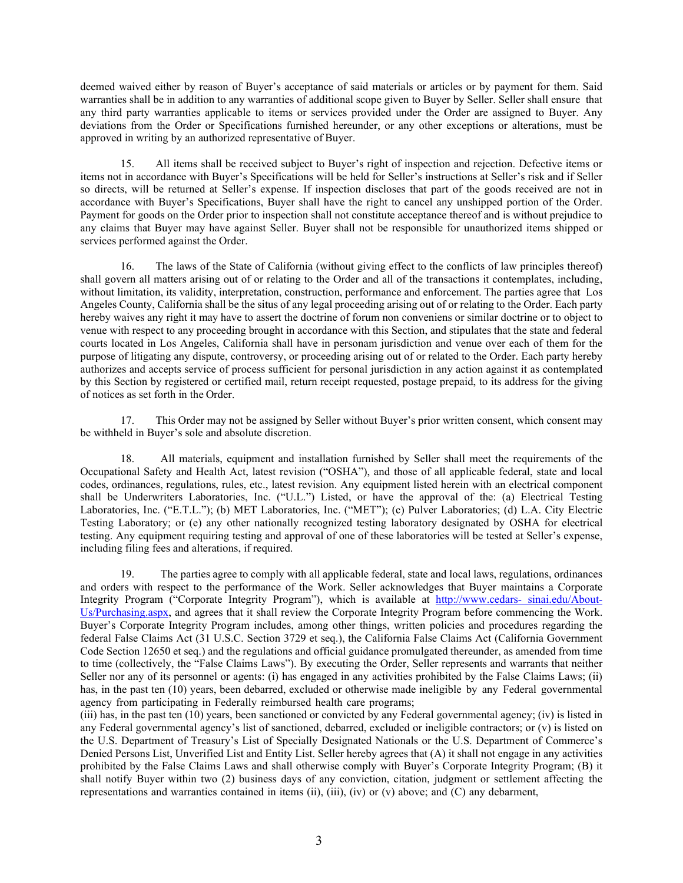deemed waived either by reason of Buyer's acceptance of said materials or articles or by payment for them. Said warranties shall be in addition to any warranties of additional scope given to Buyer by Seller. Seller shall ensure that any third party warranties applicable to items or services provided under the Order are assigned to Buyer. Any deviations from the Order or Specifications furnished hereunder, or any other exceptions or alterations, must be approved in writing by an authorized representative of Buyer.

15. All items shall be received subject to Buyer's right of inspection and rejection. Defective items or items not in accordance with Buyer's Specifications will be held for Seller's instructions at Seller's risk and if Seller so directs, will be returned at Seller's expense. If inspection discloses that part of the goods received are not in accordance with Buyer's Specifications, Buyer shall have the right to cancel any unshipped portion of the Order. Payment for goods on the Order prior to inspection shall not constitute acceptance thereof and is without prejudice to any claims that Buyer may have against Seller. Buyer shall not be responsible for unauthorized items shipped or services performed against the Order.

16. The laws of the State of California (without giving effect to the conflicts of law principles thereof) shall govern all matters arising out of or relating to the Order and all of the transactions it contemplates, including, without limitation, its validity, interpretation, construction, performance and enforcement. The parties agree that Los Angeles County, California shall be the situs of any legal proceeding arising out of or relating to the Order. Each party hereby waives any right it may have to assert the doctrine of forum non conveniens or similar doctrine or to object to venue with respect to any proceeding brought in accordance with this Section, and stipulates that the state and federal courts located in Los Angeles, California shall have in personam jurisdiction and venue over each of them for the purpose of litigating any dispute, controversy, or proceeding arising out of or related to the Order. Each party hereby authorizes and accepts service of process sufficient for personal jurisdiction in any action against it as contemplated by this Section by registered or certified mail, return receipt requested, postage prepaid, to its address for the giving of notices as set forth in the Order.

17. This Order may not be assigned by Seller without Buyer's prior written consent, which consent may be withheld in Buyer's sole and absolute discretion.

18. All materials, equipment and installation furnished by Seller shall meet the requirements of the Occupational Safety and Health Act, latest revision ("OSHA"), and those of all applicable federal, state and local codes, ordinances, regulations, rules, etc., latest revision. Any equipment listed herein with an electrical component shall be Underwriters Laboratories, Inc. ("U.L.") Listed, or have the approval of the: (a) Electrical Testing Laboratories, Inc. ("E.T.L."); (b) MET Laboratories, Inc. ("MET"); (c) Pulver Laboratories; (d) L.A. City Electric Testing Laboratory; or (e) any other nationally recognized testing laboratory designated by OSHA for electrical testing. Any equipment requiring testing and approval of one of these laboratories will be tested at Seller's expense, including filing fees and alterations, if required.

19. The parties agree to comply with all applicable federal, state and local laws, regulations, ordinances and orders with respect to the performance of the Work. Seller acknowledges that Buyer maintains a Corporate Integrity Program ("Corporate Integrity Program"), which is available at http://www.cedars- sinai.edu/About-Us/Purchasing.aspx, and agrees that it shall review the Corporate Integrity Program before commencing the Work. Buyer's Corporate Integrity Program includes, among other things, written policies and procedures regarding the federal False Claims Act (31 U.S.C. Section 3729 et seq.), the California False Claims Act (California Government Code Section 12650 et seq.) and the regulations and official guidance promulgated thereunder, as amended from time to time (collectively, the "False Claims Laws"). By executing the Order, Seller represents and warrants that neither Seller nor any of its personnel or agents: (i) has engaged in any activities prohibited by the False Claims Laws; (ii) has, in the past ten (10) years, been debarred, excluded or otherwise made ineligible by any Federal governmental agency from participating in Federally reimbursed health care programs;
(iii) has, in the past ten (10) years, been sanctioned or convicted by any Federal governmental agency; (iv) is listed in any Federal governmental agency's list of sanctioned, debarred, excluded or ineligible contractors; or (v) is listed on the U.S. Department of Treasury's List of Specially Designated Nationals or the U.S. Department of Commerce's Denied Persons List, Unverified List and Entity List. Seller hereby agrees that (A) it shall not engage in any activities prohibited by the False Claims Laws and shall otherwise comply with Buyer's Corporate Integrity Program; (B) it shall notify Buyer within two (2) business days of any conviction, citation, judgment or settlement affecting the representations and warranties contained in items (ii), (iii), (iv) or (v) above; and (C) any debarment,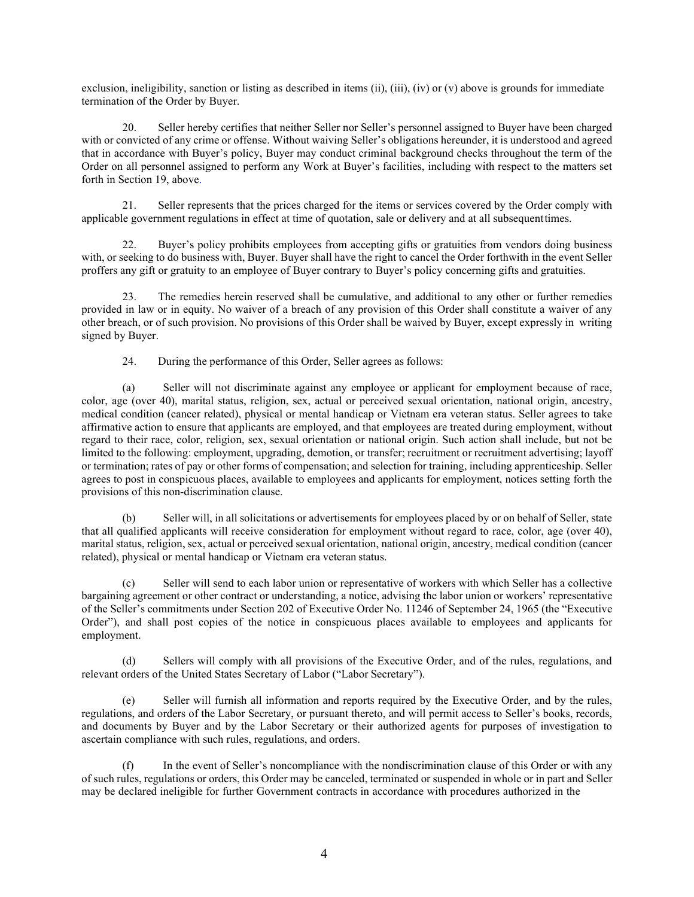exclusion, ineligibility, sanction or listing as described in items (ii), (iii), (iv) or (v) above is grounds for immediate termination of the Order by Buyer.

20. Seller hereby certifies that neither Seller nor Seller's personnel assigned to Buyer have been charged with or convicted of any crime or offense. Without waiving Seller's obligations hereunder, it is understood and agreed that in accordance with Buyer's policy, Buyer may conduct criminal background checks throughout the term of the Order on all personnel assigned to perform any Work at Buyer's facilities, including with respect to the matters set forth in Section 19, above.

21. Seller represents that the prices charged for the items or services covered by the Order comply with applicable government regulations in effect at time of quotation, sale or delivery and at all subsequenttimes.

22. Buyer's policy prohibits employees from accepting gifts or gratuities from vendors doing business with, or seeking to do business with, Buyer. Buyer shall have the right to cancel the Order forthwith in the event Seller proffers any gift or gratuity to an employee of Buyer contrary to Buyer's policy concerning gifts and gratuities.

23. The remedies herein reserved shall be cumulative, and additional to any other or further remedies provided in law or in equity. No waiver of a breach of any provision of this Order shall constitute a waiver of any other breach, or of such provision. No provisions of this Order shall be waived by Buyer, except expressly in writing signed by Buyer.

24. During the performance of this Order, Seller agrees as follows:

(a) Seller will not discriminate against any employee or applicant for employment because of race, color, age (over 40), marital status, religion, sex, actual or perceived sexual orientation, national origin, ancestry, medical condition (cancer related), physical or mental handicap or Vietnam era veteran status. Seller agrees to take affirmative action to ensure that applicants are employed, and that employees are treated during employment, without regard to their race, color, religion, sex, sexual orientation or national origin. Such action shall include, but not be limited to the following: employment, upgrading, demotion, or transfer; recruitment or recruitment advertising; layoff or termination; rates of pay or other forms of compensation; and selection for training, including apprenticeship. Seller agrees to post in conspicuous places, available to employees and applicants for employment, notices setting forth the provisions of this non-discrimination clause.

(b) Seller will, in all solicitations or advertisements for employees placed by or on behalf of Seller, state that all qualified applicants will receive consideration for employment without regard to race, color, age (over 40), marital status, religion, sex, actual or perceived sexual orientation, national origin, ancestry, medical condition (cancer related), physical or mental handicap or Vietnam era veteran status.

(c) Seller will send to each labor union or representative of workers with which Seller has a collective bargaining agreement or other contract or understanding, a notice, advising the labor union or workers' representative of the Seller's commitments under Section 202 of Executive Order No. 11246 of September 24, 1965 (the "Executive Order"), and shall post copies of the notice in conspicuous places available to employees and applicants for employment.

(d) Sellers will comply with all provisions of the Executive Order, and of the rules, regulations, and relevant orders of the United States Secretary of Labor ("Labor Secretary").

(e) Seller will furnish all information and reports required by the Executive Order, and by the rules, regulations, and orders of the Labor Secretary, or pursuant thereto, and will permit access to Seller's books, records, and documents by Buyer and by the Labor Secretary or their authorized agents for purposes of investigation to ascertain compliance with such rules, regulations, and orders.

(f) In the event of Seller's noncompliance with the nondiscrimination clause of this Order or with any of such rules, regulations or orders, this Order may be canceled, terminated or suspended in whole or in part and Seller may be declared ineligible for further Government contracts in accordance with procedures authorized in the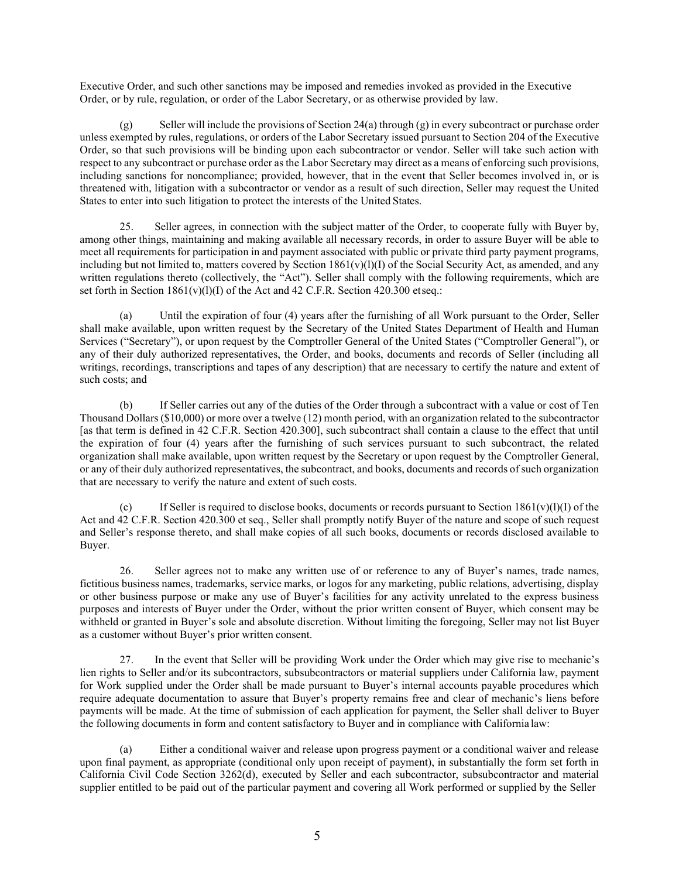Executive Order, and such other sanctions may be imposed and remedies invoked as provided in the Executive Order, or by rule, regulation, or order of the Labor Secretary, or as otherwise provided by law.

(g) Seller will include the provisions of Section 24(a) through (g) in every subcontract or purchase order unless exempted by rules, regulations, or orders of the Labor Secretary issued pursuant to Section 204 of the Executive Order, so that such provisions will be binding upon each subcontractor or vendor. Seller will take such action with respect to any subcontract or purchase order as the Labor Secretary may direct as a means of enforcing such provisions, including sanctions for noncompliance; provided, however, that in the event that Seller becomes involved in, or is threatened with, litigation with a subcontractor or vendor as a result of such direction, Seller may request the United States to enter into such litigation to protect the interests of the United States.

25. Seller agrees, in connection with the subject matter of the Order, to cooperate fully with Buyer by, among other things, maintaining and making available all necessary records, in order to assure Buyer will be able to meet all requirements for participation in and payment associated with public or private third party payment programs, including but not limited to, matters covered by Section 1861(v)(l)(I) of the Social Security Act, as amended, and any written regulations thereto (collectively, the "Act"). Seller shall comply with the following requirements, which are set forth in Section 1861(v)(l)(I) of the Act and 42 C.F.R. Section 420.300 et seq.:

(a) Until the expiration of four (4) years after the furnishing of all Work pursuant to the Order, Seller shall make available, upon written request by the Secretary of the United States Department of Health and Human Services ("Secretary"), or upon request by the Comptroller General of the United States ("Comptroller General"), or any of their duly authorized representatives, the Order, and books, documents and records of Seller (including all writings, recordings, transcriptions and tapes of any description) that are necessary to certify the nature and extent of such costs; and

(b) If Seller carries out any of the duties of the Order through a subcontract with a value or cost of Ten Thousand Dollars ($10,000) or more over a twelve (12) month period, with an organization related to the subcontractor [as that term is defined in 42 C.F.R. Section 420.300], such subcontract shall contain a clause to the effect that until the expiration of four (4) years after the furnishing of such services pursuant to such subcontract, the related organization shall make available, upon written request by the Secretary or upon request by the Comptroller General, or any of their duly authorized representatives, the subcontract, and books, documents and records of such organization that are necessary to verify the nature and extent of such costs.

(c) If Seller is required to disclose books, documents or records pursuant to Section 1861(v)(l)(I) of the Act and 42 C.F.R. Section 420.300 et seq., Seller shall promptly notify Buyer of the nature and scope of such request and Seller's response thereto, and shall make copies of all such books, documents or records disclosed available to Buyer.

26. Seller agrees not to make any written use of or reference to any of Buyer's names, trade names, fictitious business names, trademarks, service marks, or logos for any marketing, public relations, advertising, display or other business purpose or make any use of Buyer's facilities for any activity unrelated to the express business purposes and interests of Buyer under the Order, without the prior written consent of Buyer, which consent may be withheld or granted in Buyer's sole and absolute discretion. Without limiting the foregoing, Seller may not list Buyer as a customer without Buyer's prior written consent.

27. In the event that Seller will be providing Work under the Order which may give rise to mechanic's lien rights to Seller and/or its subcontractors, subsubcontractors or material suppliers under California law, payment for Work supplied under the Order shall be made pursuant to Buyer's internal accounts payable procedures which require adequate documentation to assure that Buyer's property remains free and clear of mechanic's liens before payments will be made. At the time of submission of each application for payment, the Seller shall deliver to Buyer the following documents in form and content satisfactory to Buyer and in compliance with California law:

(a) Either a conditional waiver and release upon progress payment or a conditional waiver and release upon final payment, as appropriate (conditional only upon receipt of payment), in substantially the form set forth in California Civil Code Section 3262(d), executed by Seller and each subcontractor, subsubcontractor and material supplier entitled to be paid out of the particular payment and covering all Work performed or supplied by the Seller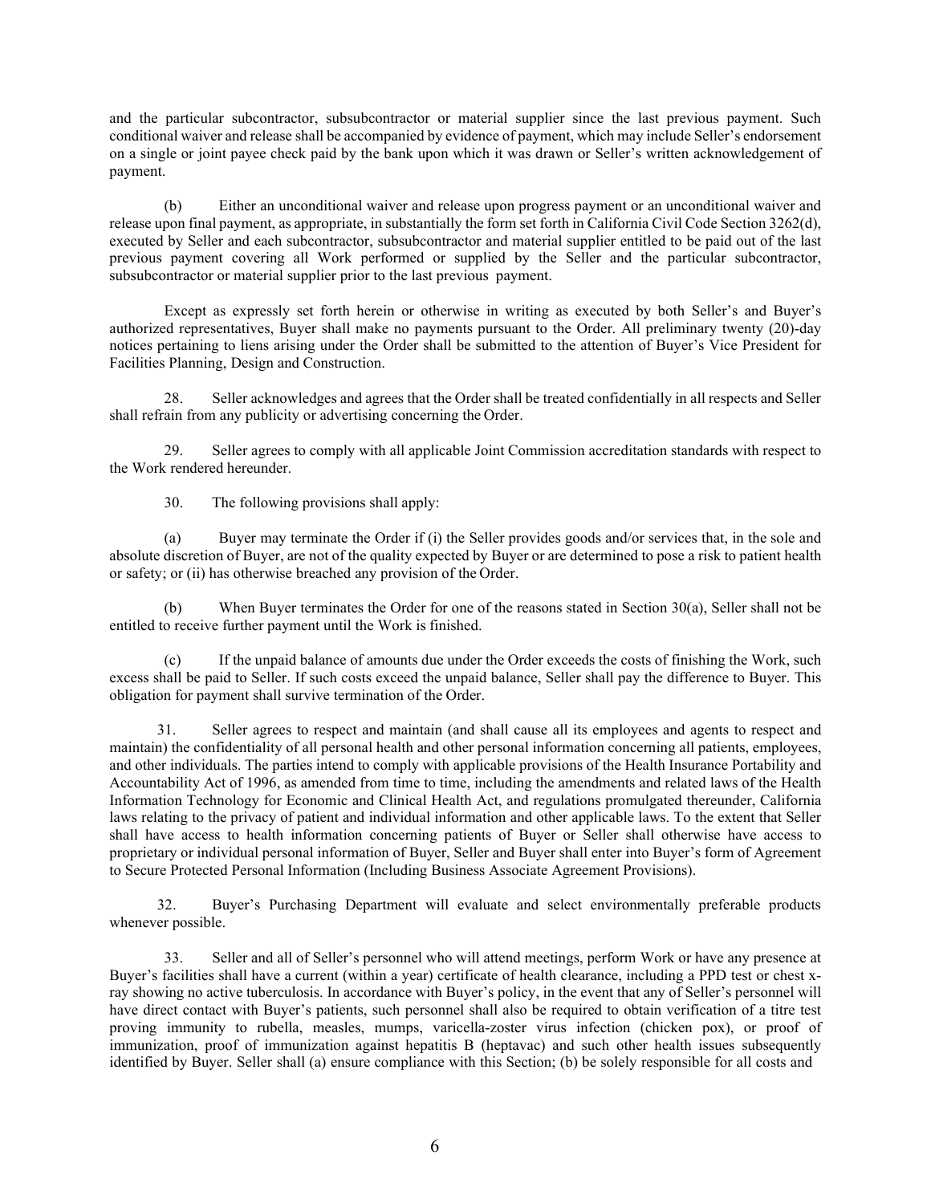and the particular subcontractor, subsubcontractor or material supplier since the last previous payment. Such conditional waiver and release shall be accompanied by evidence of payment, which may include Seller's endorsement on a single or joint payee check paid by the bank upon which it was drawn or Seller's written acknowledgement of payment.

(b) Either an unconditional waiver and release upon progress payment or an unconditional waiver and release upon final payment, as appropriate, in substantially the form set forth in California Civil Code Section 3262(d), executed by Seller and each subcontractor, subsubcontractor and material supplier entitled to be paid out of the last previous payment covering all Work performed or supplied by the Seller and the particular subcontractor, subsubcontractor or material supplier prior to the last previous payment.

Except as expressly set forth herein or otherwise in writing as executed by both Seller's and Buyer's authorized representatives, Buyer shall make no payments pursuant to the Order. All preliminary twenty (20)-day notices pertaining to liens arising under the Order shall be submitted to the attention of Buyer's Vice President for Facilities Planning, Design and Construction.

28. Seller acknowledges and agrees that the Order shall be treated confidentially in all respects and Seller shall refrain from any publicity or advertising concerning the Order.

29. Seller agrees to comply with all applicable Joint Commission accreditation standards with respect to the Work rendered hereunder.

30. The following provisions shall apply:

(a) Buyer may terminate the Order if (i) the Seller provides goods and/or services that, in the sole and absolute discretion of Buyer, are not of the quality expected by Buyer or are determined to pose a risk to patient health or safety; or (ii) has otherwise breached any provision of the Order.

(b) When Buyer terminates the Order for one of the reasons stated in Section 30(a), Seller shall not be entitled to receive further payment until the Work is finished.

(c) If the unpaid balance of amounts due under the Order exceeds the costs of finishing the Work, such excess shall be paid to Seller. If such costs exceed the unpaid balance, Seller shall pay the difference to Buyer. This obligation for payment shall survive termination of the Order.

31. Seller agrees to respect and maintain (and shall cause all its employees and agents to respect and maintain) the confidentiality of all personal health and other personal information concerning all patients, employees, and other individuals. The parties intend to comply with applicable provisions of the Health Insurance Portability and Accountability Act of 1996, as amended from time to time, including the amendments and related laws of the Health Information Technology for Economic and Clinical Health Act, and regulations promulgated thereunder, California laws relating to the privacy of patient and individual information and other applicable laws. To the extent that Seller shall have access to health information concerning patients of Buyer or Seller shall otherwise have access to proprietary or individual personal information of Buyer, Seller and Buyer shall enter into Buyer's form of Agreement to Secure Protected Personal Information (Including Business Associate Agreement Provisions).

32. Buyer's Purchasing Department will evaluate and select environmentally preferable products whenever possible.

33. Seller and all of Seller's personnel who will attend meetings, perform Work or have any presence at Buyer's facilities shall have a current (within a year) certificate of health clearance, including a PPD test or chest x-ray showing no active tuberculosis. In accordance with Buyer's policy, in the event that any of Seller's personnel will have direct contact with Buyer's patients, such personnel shall also be required to obtain verification of a titre test proving immunity to rubella, measles, mumps, varicella-zoster virus infection (chicken pox), or proof of immunization, proof of immunization against hepatitis B (heptavac) and such other health issues subsequently identified by Buyer. Seller shall (a) ensure compliance with this Section; (b) be solely responsible for all costs and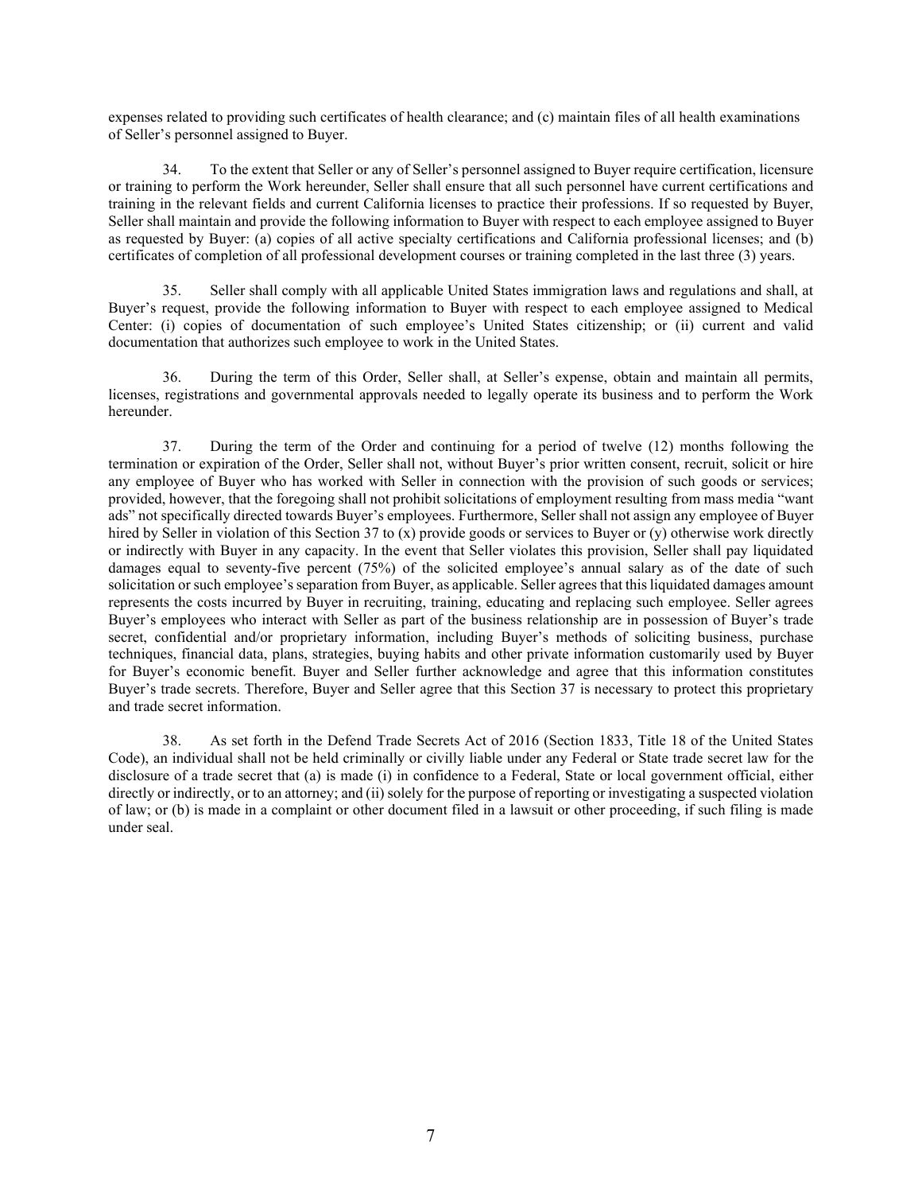expenses related to providing such certificates of health clearance; and (c) maintain files of all health examinations of Seller's personnel assigned to Buyer.

34. To the extent that Seller or any of Seller's personnel assigned to Buyer require certification, licensure or training to perform the Work hereunder, Seller shall ensure that all such personnel have current certifications and training in the relevant fields and current California licenses to practice their professions. If so requested by Buyer, Seller shall maintain and provide the following information to Buyer with respect to each employee assigned to Buyer as requested by Buyer: (a) copies of all active specialty certifications and California professional licenses; and (b) certificates of completion of all professional development courses or training completed in the last three (3) years.

35. Seller shall comply with all applicable United States immigration laws and regulations and shall, at Buyer's request, provide the following information to Buyer with respect to each employee assigned to Medical Center: (i) copies of documentation of such employee's United States citizenship; or (ii) current and valid documentation that authorizes such employee to work in the United States.

36. During the term of this Order, Seller shall, at Seller's expense, obtain and maintain all permits, licenses, registrations and governmental approvals needed to legally operate its business and to perform the Work hereunder.

37. During the term of the Order and continuing for a period of twelve (12) months following the termination or expiration of the Order, Seller shall not, without Buyer's prior written consent, recruit, solicit or hire any employee of Buyer who has worked with Seller in connection with the provision of such goods or services; provided, however, that the foregoing shall not prohibit solicitations of employment resulting from mass media "want ads" not specifically directed towards Buyer's employees. Furthermore, Seller shall not assign any employee of Buyer hired by Seller in violation of this Section 37 to (x) provide goods or services to Buyer or (y) otherwise work directly or indirectly with Buyer in any capacity. In the event that Seller violates this provision, Seller shall pay liquidated damages equal to seventy-five percent (75%) of the solicited employee's annual salary as of the date of such solicitation or such employee's separation from Buyer, as applicable. Seller agrees that this liquidated damages amount represents the costs incurred by Buyer in recruiting, training, educating and replacing such employee. Seller agrees Buyer's employees who interact with Seller as part of the business relationship are in possession of Buyer's trade secret, confidential and/or proprietary information, including Buyer's methods of soliciting business, purchase techniques, financial data, plans, strategies, buying habits and other private information customarily used by Buyer for Buyer's economic benefit. Buyer and Seller further acknowledge and agree that this information constitutes Buyer's trade secrets. Therefore, Buyer and Seller agree that this Section 37 is necessary to protect this proprietary and trade secret information.

38. As set forth in the Defend Trade Secrets Act of 2016 (Section 1833, Title 18 of the United States Code), an individual shall not be held criminally or civilly liable under any Federal or State trade secret law for the disclosure of a trade secret that (a) is made (i) in confidence to a Federal, State or local government official, either directly or indirectly, or to an attorney; and (ii) solely for the purpose of reporting or investigating a suspected violation of law; or (b) is made in a complaint or other document filed in a lawsuit or other proceeding, if such filing is made under seal.